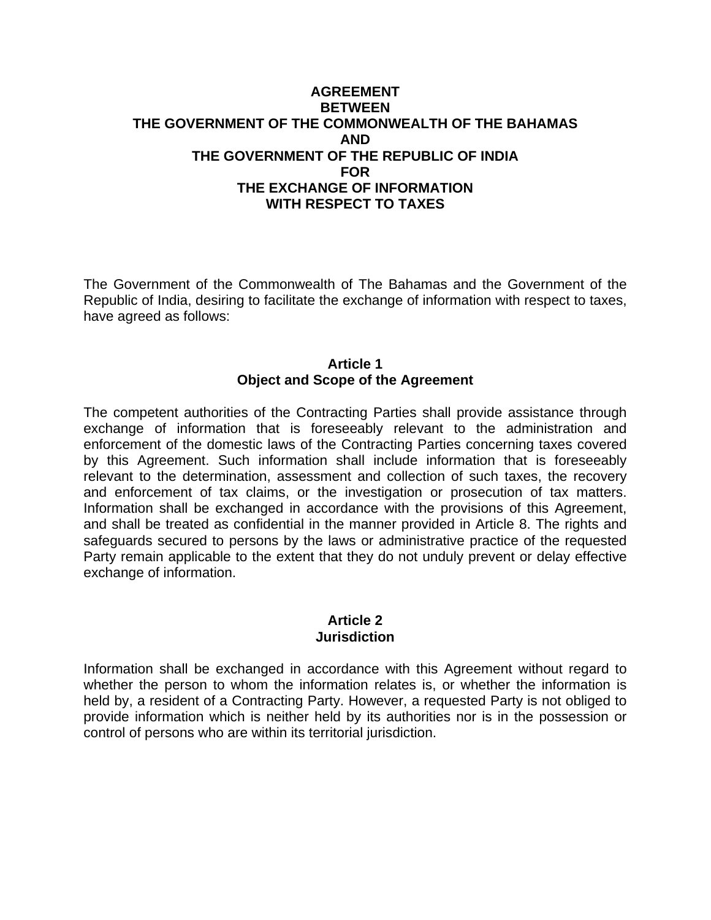# AGREEMENT BETWEEN THE GOVERNMENT OF THE COMMONWEALTH OF THE BAHAMAS AND THE GOVERNMENT OF THE REPUBLIC OF INDIA FOR THE EXCHANGE OF INFORMATION WITH RESPECT TO TAXES

The Government of the Commonwealth of The Bahamas and the Government of the Republic of India, desiring to facilitate the exchange of information with respect to taxes, have agreed as follows:

## Article 1
## Object and Scope of the Agreement

The competent authorities of the Contracting Parties shall provide assistance through exchange of information that is foreseeably relevant to the administration and enforcement of the domestic laws of the Contracting Parties concerning taxes covered by this Agreement. Such information shall include information that is foreseeably relevant to the determination, assessment and collection of such taxes, the recovery and enforcement of tax claims, or the investigation or prosecution of tax matters. Information shall be exchanged in accordance with the provisions of this Agreement, and shall be treated as confidential in the manner provided in Article 8. The rights and safeguards secured to persons by the laws or administrative practice of the requested Party remain applicable to the extent that they do not unduly prevent or delay effective exchange of information.

## Article 2
## Jurisdiction

Information shall be exchanged in accordance with this Agreement without regard to whether the person to whom the information relates is, or whether the information is held by, a resident of a Contracting Party. However, a requested Party is not obliged to provide information which is neither held by its authorities nor is in the possession or control of persons who are within its territorial jurisdiction.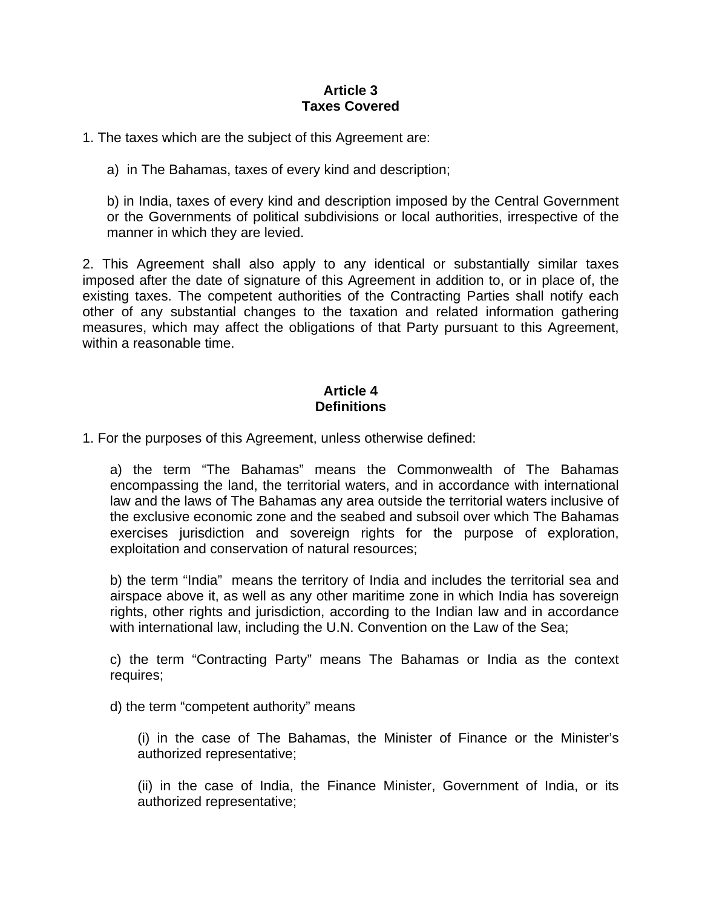**Article 3**
**Taxes Covered**

1. The taxes which are the subject of this Agreement are:

   a) in The Bahamas, taxes of every kind and description;

   b) in India, taxes of every kind and description imposed by the Central Government or the Governments of political subdivisions or local authorities, irrespective of the manner in which they are levied.

2. This Agreement shall also apply to any identical or substantially similar taxes imposed after the date of signature of this Agreement in addition to, or in place of, the existing taxes. The competent authorities of the Contracting Parties shall notify each other of any substantial changes to the taxation and related information gathering measures, which may affect the obligations of that Party pursuant to this Agreement, within a reasonable time.

**Article 4**
**Definitions**

1. For the purposes of this Agreement, unless otherwise defined:

   a) the term “The Bahamas” means the Commonwealth of The Bahamas encompassing the land, the territorial waters, and in accordance with international law and the laws of The Bahamas any area outside the territorial waters inclusive of the exclusive economic zone and the seabed and subsoil over which The Bahamas exercises jurisdiction and sovereign rights for the purpose of exploration, exploitation and conservation of natural resources;

   b) the term “India” means the territory of India and includes the territorial sea and airspace above it, as well as any other maritime zone in which India has sovereign rights, other rights and jurisdiction, according to the Indian law and in accordance with international law, including the U.N. Convention on the Law of the Sea;

   c) the term “Contracting Party” means The Bahamas or India as the context requires;

   d) the term “competent authority” means

      (i) in the case of The Bahamas, the Minister of Finance or the Minister’s authorized representative;

      (ii) in the case of India, the Finance Minister, Government of India, or its authorized representative;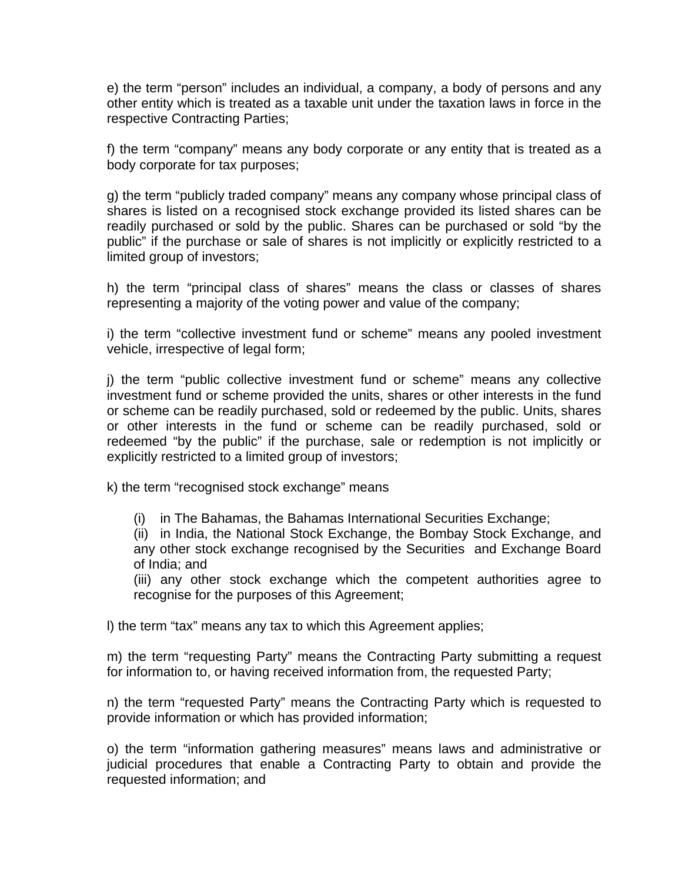e) the term "person" includes an individual, a company, a body of persons and any other entity which is treated as a taxable unit under the taxation laws in force in the respective Contracting Parties;

f) the term "company" means any body corporate or any entity that is treated as a body corporate for tax purposes;

g) the term "publicly traded company" means any company whose principal class of shares is listed on a recognised stock exchange provided its listed shares can be readily purchased or sold by the public. Shares can be purchased or sold "by the public" if the purchase or sale of shares is not implicitly or explicitly restricted to a limited group of investors;

h) the term "principal class of shares" means the class or classes of shares representing a majority of the voting power and value of the company;

i) the term "collective investment fund or scheme" means any pooled investment vehicle, irrespective of legal form;

j) the term "public collective investment fund or scheme" means any collective investment fund or scheme provided the units, shares or other interests in the fund or scheme can be readily purchased, sold or redeemed by the public. Units, shares or other interests in the fund or scheme can be readily purchased, sold or redeemed "by the public" if the purchase, sale or redemption is not implicitly or explicitly restricted to a limited group of investors;

k) the term "recognised stock exchange" means

(i) in The Bahamas, the Bahamas International Securities Exchange;
(ii) in India, the National Stock Exchange, the Bombay Stock Exchange, and any other stock exchange recognised by the Securities and Exchange Board of India; and
(iii) any other stock exchange which the competent authorities agree to recognise for the purposes of this Agreement;

l) the term "tax" means any tax to which this Agreement applies;

m) the term "requesting Party" means the Contracting Party submitting a request for information to, or having received information from, the requested Party;

n) the term "requested Party" means the Contracting Party which is requested to provide information or which has provided information;

o) the term "information gathering measures" means laws and administrative or judicial procedures that enable a Contracting Party to obtain and provide the requested information; and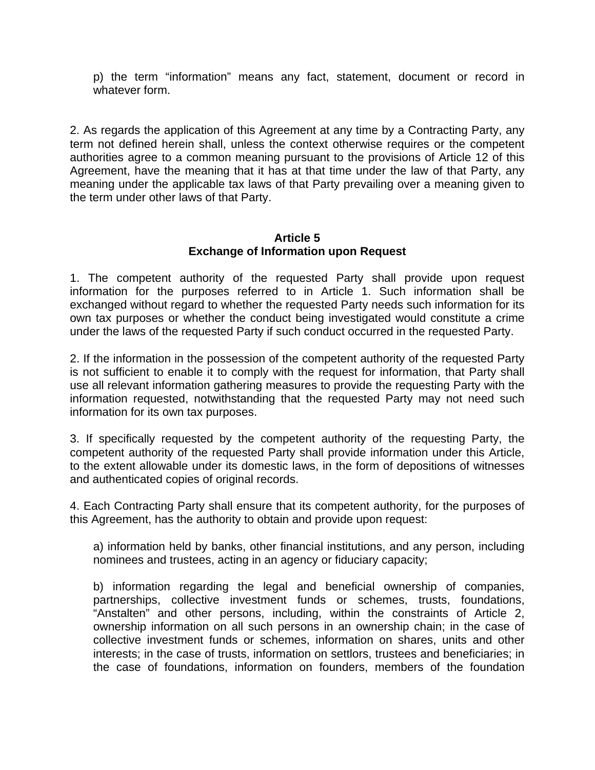p) the term “information” means any fact, statement, document or record in whatever form.

2. As regards the application of this Agreement at any time by a Contracting Party, any term not defined herein shall, unless the context otherwise requires or the competent authorities agree to a common meaning pursuant to the provisions of Article 12 of this Agreement, have the meaning that it has at that time under the law of that Party, any meaning under the applicable tax laws of that Party prevailing over a meaning given to the term under other laws of that Party.

## Article 5
## Exchange of Information upon Request

1. The competent authority of the requested Party shall provide upon request information for the purposes referred to in Article 1. Such information shall be exchanged without regard to whether the requested Party needs such information for its own tax purposes or whether the conduct being investigated would constitute a crime under the laws of the requested Party if such conduct occurred in the requested Party.

2. If the information in the possession of the competent authority of the requested Party is not sufficient to enable it to comply with the request for information, that Party shall use all relevant information gathering measures to provide the requesting Party with the information requested, notwithstanding that the requested Party may not need such information for its own tax purposes.

3. If specifically requested by the competent authority of the requesting Party, the competent authority of the requested Party shall provide information under this Article, to the extent allowable under its domestic laws, in the form of depositions of witnesses and authenticated copies of original records.

4. Each Contracting Party shall ensure that its competent authority, for the purposes of this Agreement, has the authority to obtain and provide upon request:

a) information held by banks, other financial institutions, and any person, including nominees and trustees, acting in an agency or fiduciary capacity;

b) information regarding the legal and beneficial ownership of companies, partnerships, collective investment funds or schemes, trusts, foundations, “Anstalten” and other persons, including, within the constraints of Article 2, ownership information on all such persons in an ownership chain; in the case of collective investment funds or schemes, information on shares, units and other interests; in the case of trusts, information on settlors, trustees and beneficiaries; in the case of foundations, information on founders, members of the foundation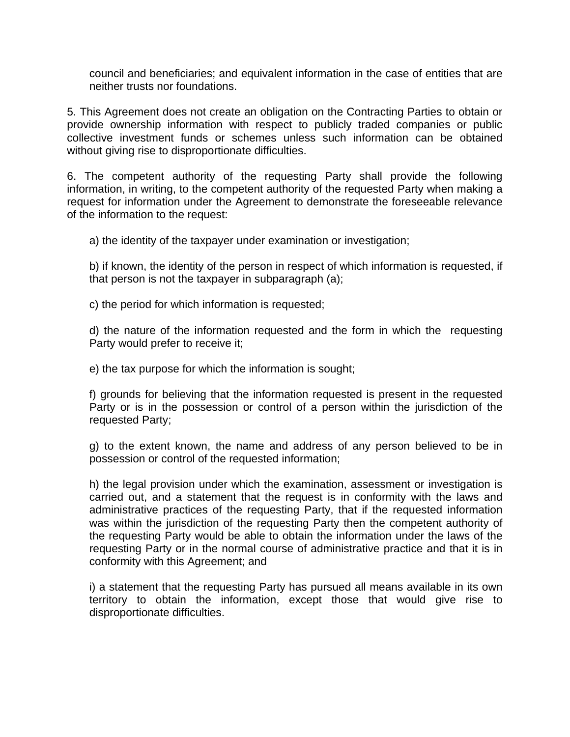council and beneficiaries; and equivalent information in the case of entities that are neither trusts nor foundations.

5. This Agreement does not create an obligation on the Contracting Parties to obtain or provide ownership information with respect to publicly traded companies or public collective investment funds or schemes unless such information can be obtained without giving rise to disproportionate difficulties.

6. The competent authority of the requesting Party shall provide the following information, in writing, to the competent authority of the requested Party when making a request for information under the Agreement to demonstrate the foreseeable relevance of the information to the request:

a) the identity of the taxpayer under examination or investigation;

b) if known, the identity of the person in respect of which information is requested, if that person is not the taxpayer in subparagraph (a);

c) the period for which information is requested;

d) the nature of the information requested and the form in which the requesting Party would prefer to receive it;

e) the tax purpose for which the information is sought;

f) grounds for believing that the information requested is present in the requested Party or is in the possession or control of a person within the jurisdiction of the requested Party;

g) to the extent known, the name and address of any person believed to be in possession or control of the requested information;

h) the legal provision under which the examination, assessment or investigation is carried out, and a statement that the request is in conformity with the laws and administrative practices of the requesting Party, that if the requested information was within the jurisdiction of the requesting Party then the competent authority of the requesting Party would be able to obtain the information under the laws of the requesting Party or in the normal course of administrative practice and that it is in conformity with this Agreement; and

i) a statement that the requesting Party has pursued all means available in its own territory to obtain the information, except those that would give rise to disproportionate difficulties.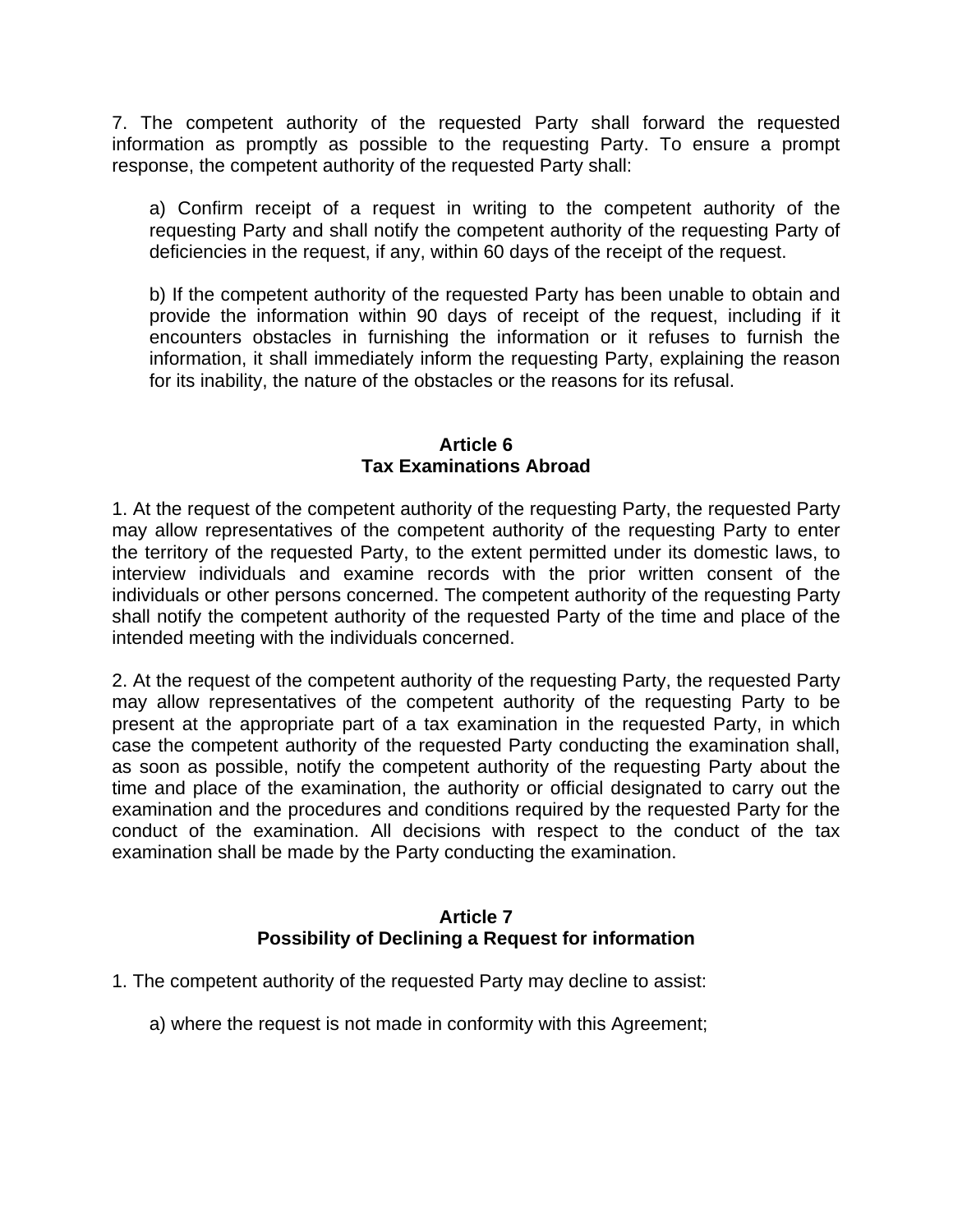7. The competent authority of the requested Party shall forward the requested information as promptly as possible to the requesting Party. To ensure a prompt response, the competent authority of the requested Party shall:

a) Confirm receipt of a request in writing to the competent authority of the requesting Party and shall notify the competent authority of the requesting Party of deficiencies in the request, if any, within 60 days of the receipt of the request.

b) If the competent authority of the requested Party has been unable to obtain and provide the information within 90 days of receipt of the request, including if it encounters obstacles in furnishing the information or it refuses to furnish the information, it shall immediately inform the requesting Party, explaining the reason for its inability, the nature of the obstacles or the reasons for its refusal.

## Article 6
## Tax Examinations Abroad

1. At the request of the competent authority of the requesting Party, the requested Party may allow representatives of the competent authority of the requesting Party to enter the territory of the requested Party, to the extent permitted under its domestic laws, to interview individuals and examine records with the prior written consent of the individuals or other persons concerned. The competent authority of the requesting Party shall notify the competent authority of the requested Party of the time and place of the intended meeting with the individuals concerned.

2. At the request of the competent authority of the requesting Party, the requested Party may allow representatives of the competent authority of the requesting Party to be present at the appropriate part of a tax examination in the requested Party, in which case the competent authority of the requested Party conducting the examination shall, as soon as possible, notify the competent authority of the requesting Party about the time and place of the examination, the authority or official designated to carry out the examination and the procedures and conditions required by the requested Party for the conduct of the examination. All decisions with respect to the conduct of the tax examination shall be made by the Party conducting the examination.

## Article 7
## Possibility of Declining a Request for information

1. The competent authority of the requested Party may decline to assist:

a) where the request is not made in conformity with this Agreement;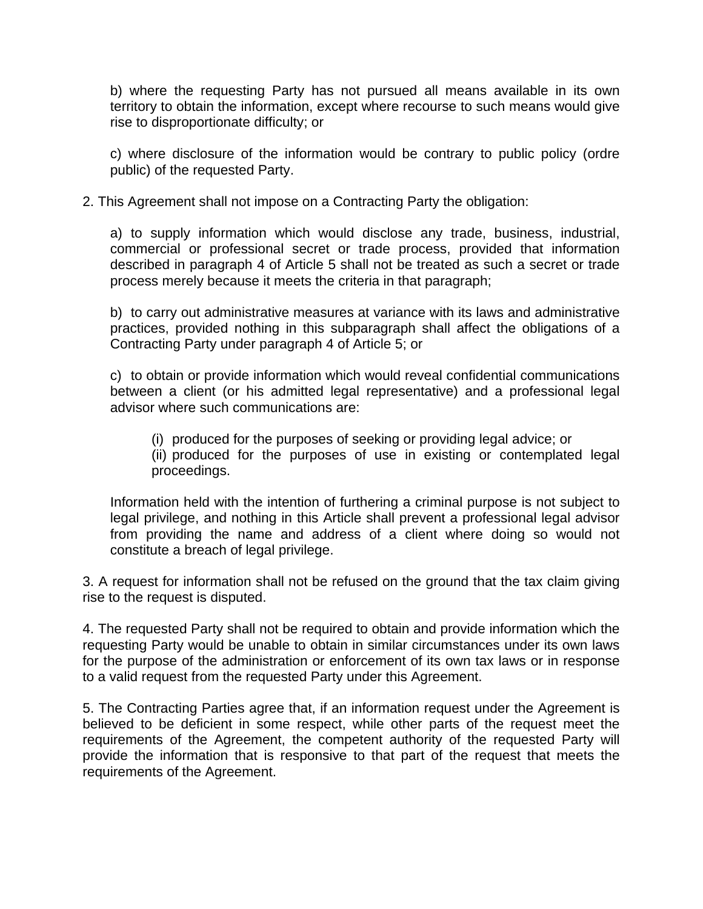b) where the requesting Party has not pursued all means available in its own territory to obtain the information, except where recourse to such means would give rise to disproportionate difficulty; or

c) where disclosure of the information would be contrary to public policy (ordre public) of the requested Party.

2. This Agreement shall not impose on a Contracting Party the obligation:

a) to supply information which would disclose any trade, business, industrial, commercial or professional secret or trade process, provided that information described in paragraph 4 of Article 5 shall not be treated as such a secret or trade process merely because it meets the criteria in that paragraph;

b) to carry out administrative measures at variance with its laws and administrative practices, provided nothing in this subparagraph shall affect the obligations of a Contracting Party under paragraph 4 of Article 5; or

c) to obtain or provide information which would reveal confidential communications between a client (or his admitted legal representative) and a professional legal advisor where such communications are:

(i) produced for the purposes of seeking or providing legal advice; or
(ii) produced for the purposes of use in existing or contemplated legal proceedings.

Information held with the intention of furthering a criminal purpose is not subject to legal privilege, and nothing in this Article shall prevent a professional legal advisor from providing the name and address of a client where doing so would not constitute a breach of legal privilege.

3. A request for information shall not be refused on the ground that the tax claim giving rise to the request is disputed.

4. The requested Party shall not be required to obtain and provide information which the requesting Party would be unable to obtain in similar circumstances under its own laws for the purpose of the administration or enforcement of its own tax laws or in response to a valid request from the requested Party under this Agreement.

5. The Contracting Parties agree that, if an information request under the Agreement is believed to be deficient in some respect, while other parts of the request meet the requirements of the Agreement, the competent authority of the requested Party will provide the information that is responsive to that part of the request that meets the requirements of the Agreement.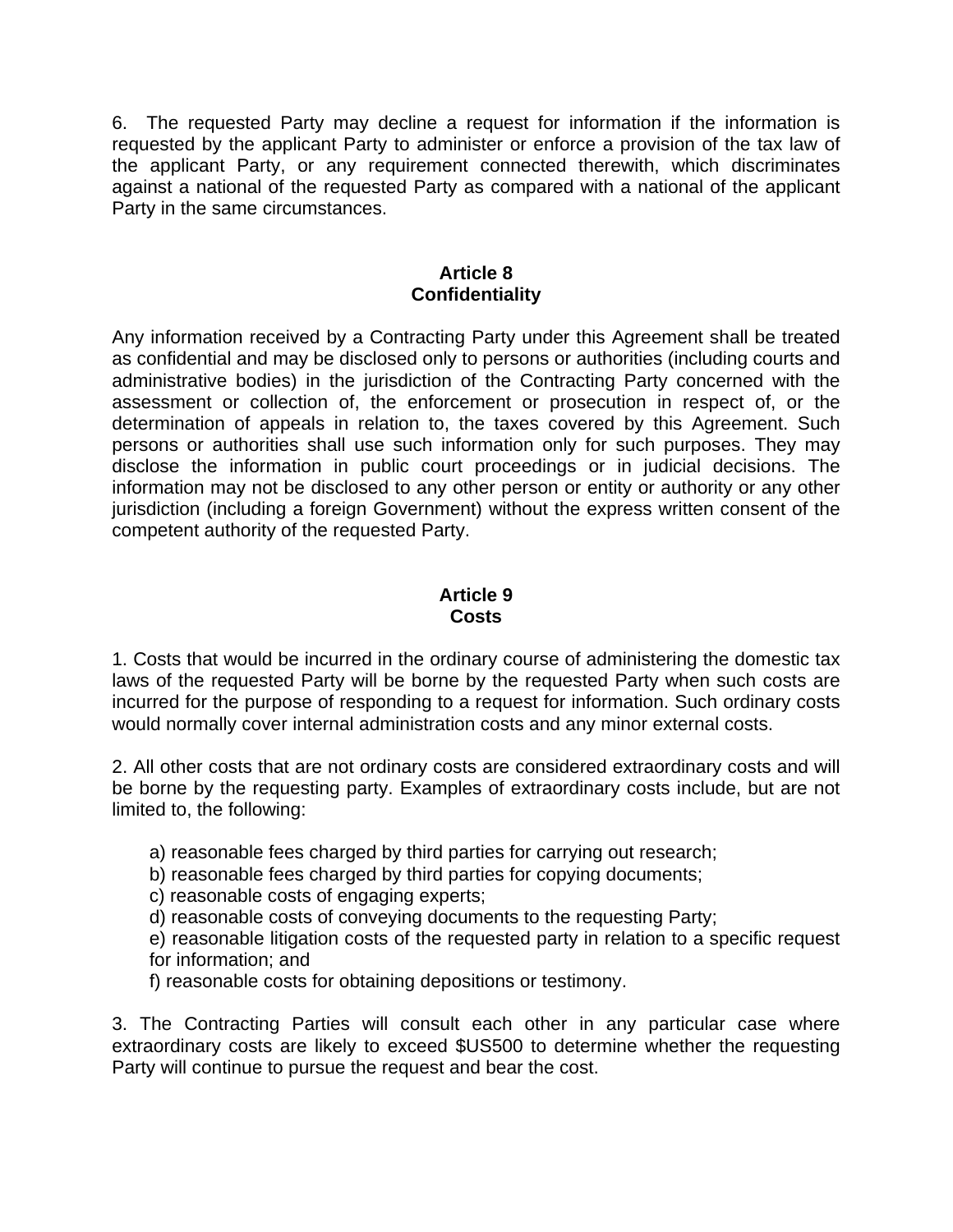6. The requested Party may decline a request for information if the information is requested by the applicant Party to administer or enforce a provision of the tax law of the applicant Party, or any requirement connected therewith, which discriminates against a national of the requested Party as compared with a national of the applicant Party in the same circumstances.

**Article 8**
**Confidentiality**

Any information received by a Contracting Party under this Agreement shall be treated as confidential and may be disclosed only to persons or authorities (including courts and administrative bodies) in the jurisdiction of the Contracting Party concerned with the assessment or collection of, the enforcement or prosecution in respect of, or the determination of appeals in relation to, the taxes covered by this Agreement. Such persons or authorities shall use such information only for such purposes. They may disclose the information in public court proceedings or in judicial decisions. The information may not be disclosed to any other person or entity or authority or any other jurisdiction (including a foreign Government) without the express written consent of the competent authority of the requested Party.

**Article 9**
**Costs**

1. Costs that would be incurred in the ordinary course of administering the domestic tax laws of the requested Party will be borne by the requested Party when such costs are incurred for the purpose of responding to a request for information. Such ordinary costs would normally cover internal administration costs and any minor external costs.

2. All other costs that are not ordinary costs are considered extraordinary costs and will be borne by the requesting party. Examples of extraordinary costs include, but are not limited to, the following:

a) reasonable fees charged by third parties for carrying out research;
b) reasonable fees charged by third parties for copying documents;
c) reasonable costs of engaging experts;
d) reasonable costs of conveying documents to the requesting Party;
e) reasonable litigation costs of the requested party in relation to a specific request for information; and
f) reasonable costs for obtaining depositions or testimony.

3. The Contracting Parties will consult each other in any particular case where extraordinary costs are likely to exceed $US500 to determine whether the requesting Party will continue to pursue the request and bear the cost.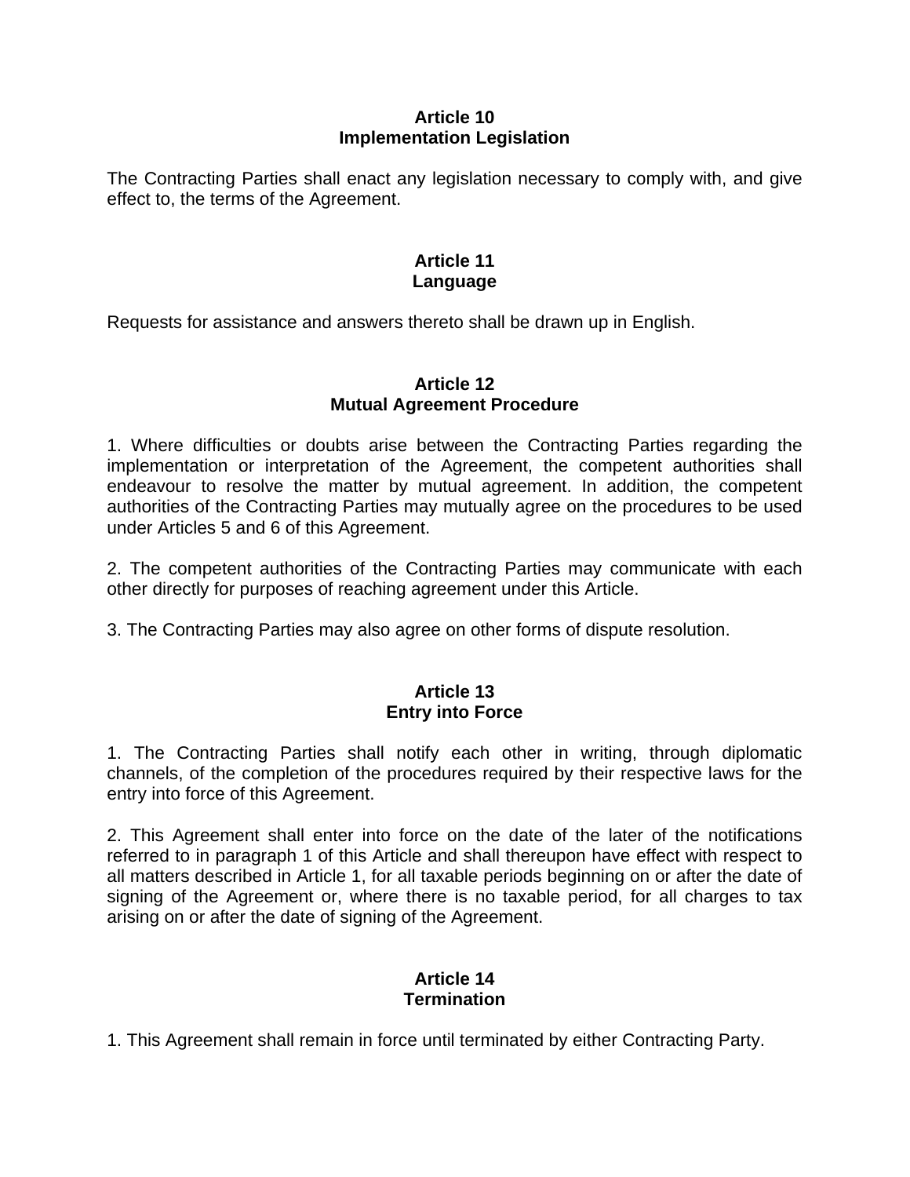## Article 10
## Implementation Legislation

The Contracting Parties shall enact any legislation necessary to comply with, and give effect to, the terms of the Agreement.

## Article 11
## Language

Requests for assistance and answers thereto shall be drawn up in English.

## Article 12
## Mutual Agreement Procedure

1. Where difficulties or doubts arise between the Contracting Parties regarding the implementation or interpretation of the Agreement, the competent authorities shall endeavour to resolve the matter by mutual agreement. In addition, the competent authorities of the Contracting Parties may mutually agree on the procedures to be used under Articles 5 and 6 of this Agreement.

2. The competent authorities of the Contracting Parties may communicate with each other directly for purposes of reaching agreement under this Article.

3. The Contracting Parties may also agree on other forms of dispute resolution.

## Article 13
## Entry into Force

1. The Contracting Parties shall notify each other in writing, through diplomatic channels, of the completion of the procedures required by their respective laws for the entry into force of this Agreement.

2. This Agreement shall enter into force on the date of the later of the notifications referred to in paragraph 1 of this Article and shall thereupon have effect with respect to all matters described in Article 1, for all taxable periods beginning on or after the date of signing of the Agreement or, where there is no taxable period, for all charges to tax arising on or after the date of signing of the Agreement.

## Article 14
## Termination

1. This Agreement shall remain in force until terminated by either Contracting Party.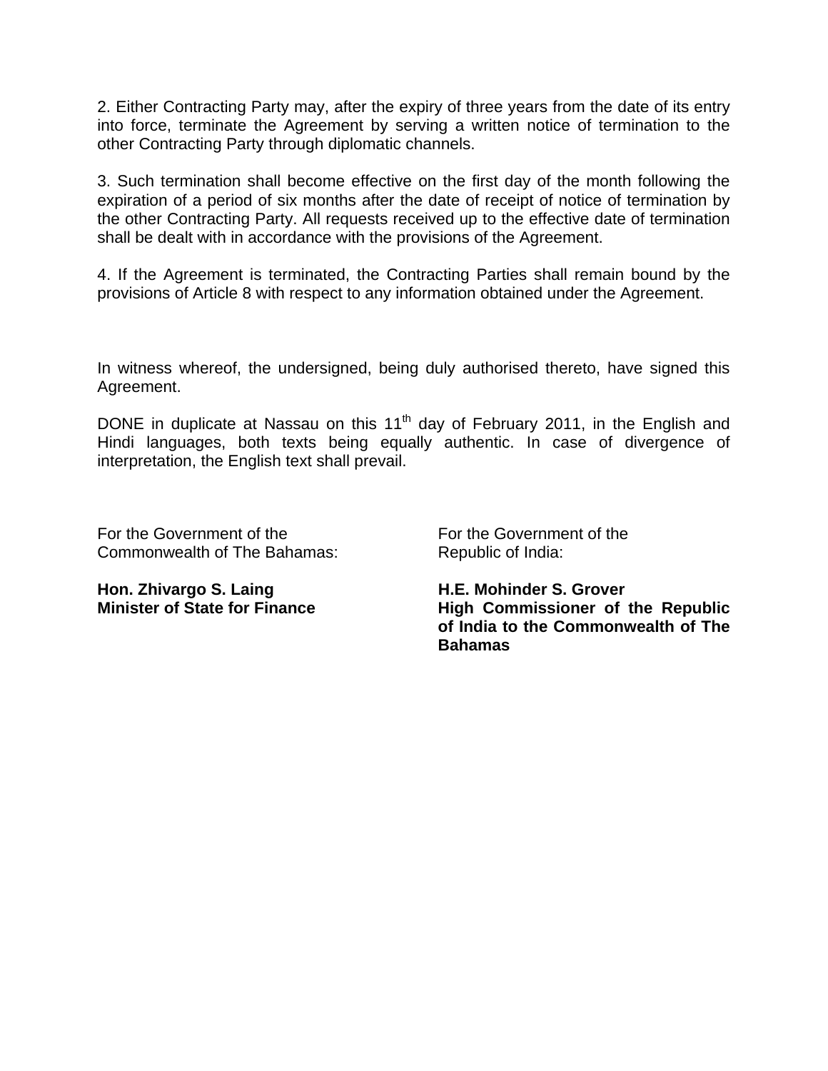2. Either Contracting Party may, after the expiry of three years from the date of its entry into force, terminate the Agreement by serving a written notice of termination to the other Contracting Party through diplomatic channels.

3. Such termination shall become effective on the first day of the month following the expiration of a period of six months after the date of receipt of notice of termination by the other Contracting Party. All requests received up to the effective date of termination shall be dealt with in accordance with the provisions of the Agreement.

4. If the Agreement is terminated, the Contracting Parties shall remain bound by the provisions of Article 8 with respect to any information obtained under the Agreement.

In witness whereof, the undersigned, being duly authorised thereto, have signed this Agreement.

DONE in duplicate at Nassau on this 11th day of February 2011, in the English and Hindi languages, both texts being equally authentic. In case of divergence of interpretation, the English text shall prevail.

For the Government of the Commonwealth of The Bahamas:

**Hon. Zhivargo S. Laing**
**Minister of State for Finance**

For the Government of the Republic of India:

**H.E. Mohinder S. Grover**
**High Commissioner of the Republic of India to the Commonwealth of The Bahamas**